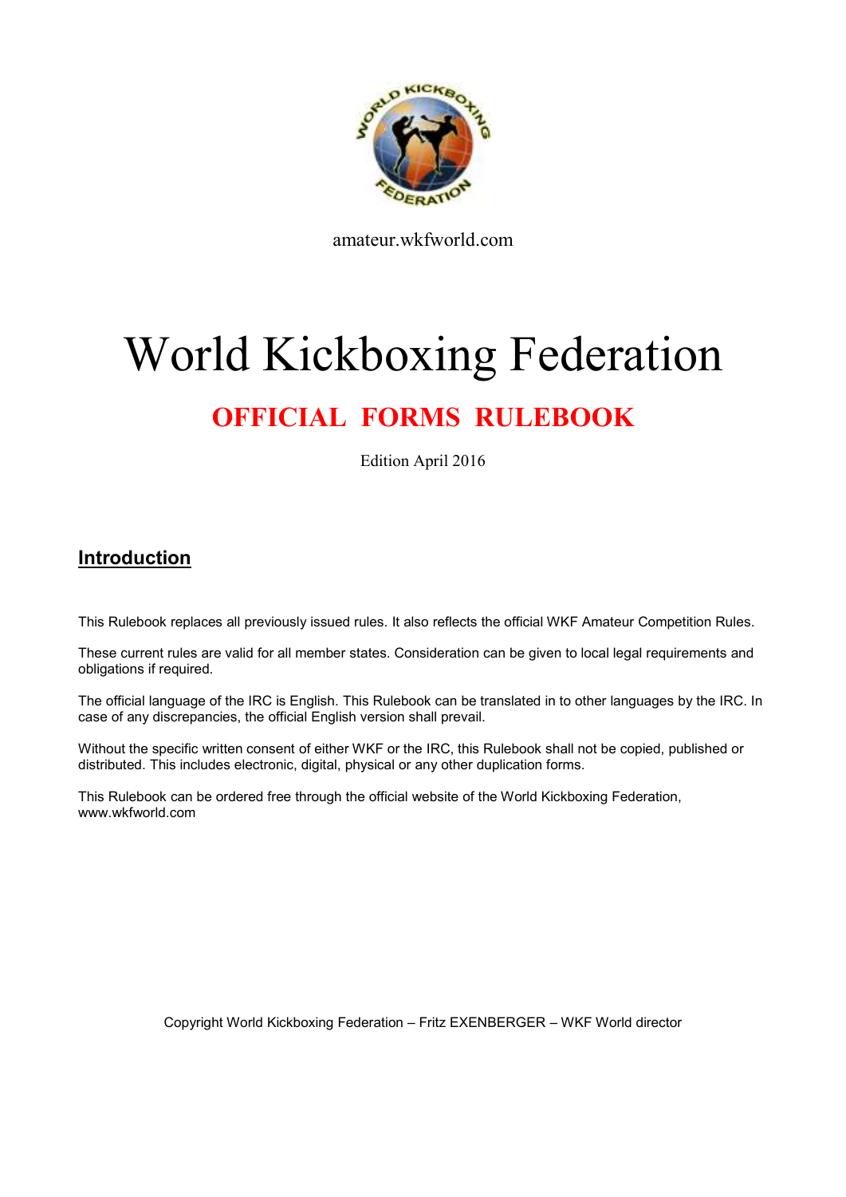amateur.wkfworld.com

# World Kickboxing Federation

## OFFICIAL FORMS RULEBOOK

Edition April 2016

## Introduction

This Rulebook replaces all previously issued rules. It also reflects the official WKF Amateur Competition Rules.

These current rules are valid for all member states. Consideration can be given to local legal requirements and obligations if required.

The official language of the IRC is English. This Rulebook can be translated in to other languages by the IRC. In case of any discrepancies, the official English version shall prevail.

Without the specific written consent of either WKF or the IRC, this Rulebook shall not be copied, published or distributed. This includes electronic, digital, physical or any other duplication forms.

This Rulebook can be ordered free through the official website of the World Kickboxing Federation, www.wkfworld.com

Copyright World Kickboxing Federation – Fritz EXENBERGER – WKF World director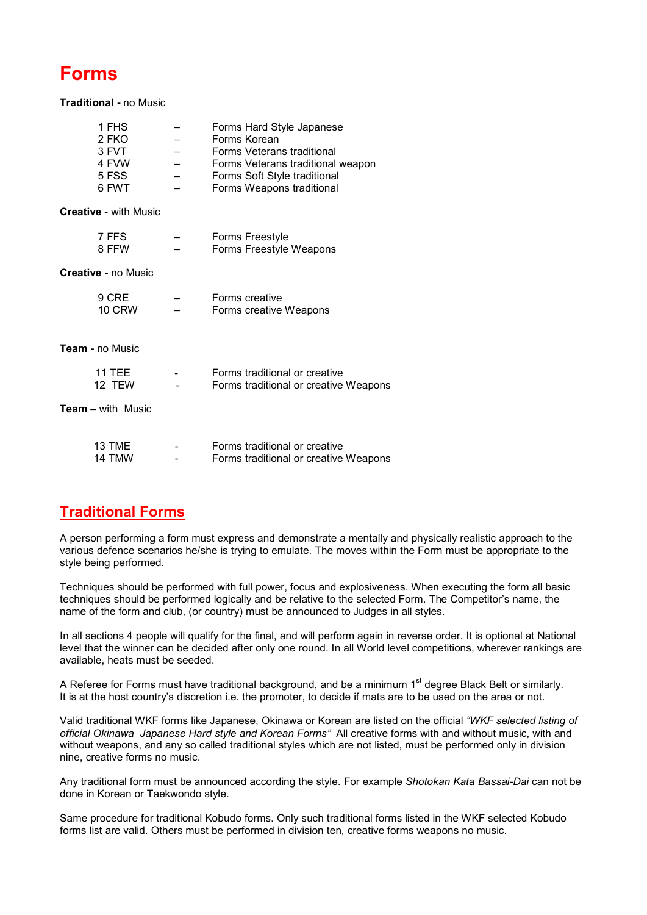# Forms

**Traditional -** no Music

| | | |
|---|---|---|
| 1 FHS | – | Forms Hard Style Japanese |
| 2 FKO | – | Forms Korean |
| 3 FVT | – | Forms Veterans traditional |
| 4 FVW | – | Forms Veterans traditional weapon |
| 5 FSS | – | Forms Soft Style traditional |
| 6 FWT | – | Forms Weapons traditional |

**Creative** - with Music

| | | |
|---|---|---|
| 7 FFS | – | Forms Freestyle |
| 8 FFW | – | Forms Freestyle Weapons |

**Creative -** no Music

| | | |
|---|---|---|
| 9 CRE | – | Forms creative |
| 10 CRW | – | Forms creative Weapons |

**Team -** no Music

| | | |
|---|---|---|
| 11 TEE | - | Forms traditional or creative |
| 12 TEW | - | Forms traditional or creative Weapons |

**Team** – with Music

| | | |
|---|---|---|
| 13 TME | - | Forms traditional or creative |
| 14 TMW | - | Forms traditional or creative Weapons |

## Traditional Forms

A person performing a form must express and demonstrate a mentally and physically realistic approach to the various defence scenarios he/she is trying to emulate. The moves within the Form must be appropriate to the style being performed.

Techniques should be performed with full power, focus and explosiveness. When executing the form all basic techniques should be performed logically and be relative to the selected Form. The Competitor's name, the name of the form and club, (or country) must be announced to Judges in all styles.

In all sections 4 people will qualify for the final, and will perform again in reverse order. It is optional at National level that the winner can be decided after only one round. In all World level competitions, wherever rankings are available, heats must be seeded.

A Referee for Forms must have traditional background, and be a minimum 1st degree Black Belt or similarly. It is at the host country's discretion i.e. the promoter, to decide if mats are to be used on the area or not.

Valid traditional WKF forms like Japanese, Okinawa or Korean are listed on the official *"WKF selected listing of official Okinawa Japanese Hard style and Korean Forms"* All creative forms with and without music, with and without weapons, and any so called traditional styles which are not listed, must be performed only in division nine, creative forms no music.

Any traditional form must be announced according the style. For example *Shotokan Kata Bassai-Dai* can not be done in Korean or Taekwondo style.

Same procedure for traditional Kobudo forms. Only such traditional forms listed in the WKF selected Kobudo forms list are valid. Others must be performed in division ten, creative forms weapons no music.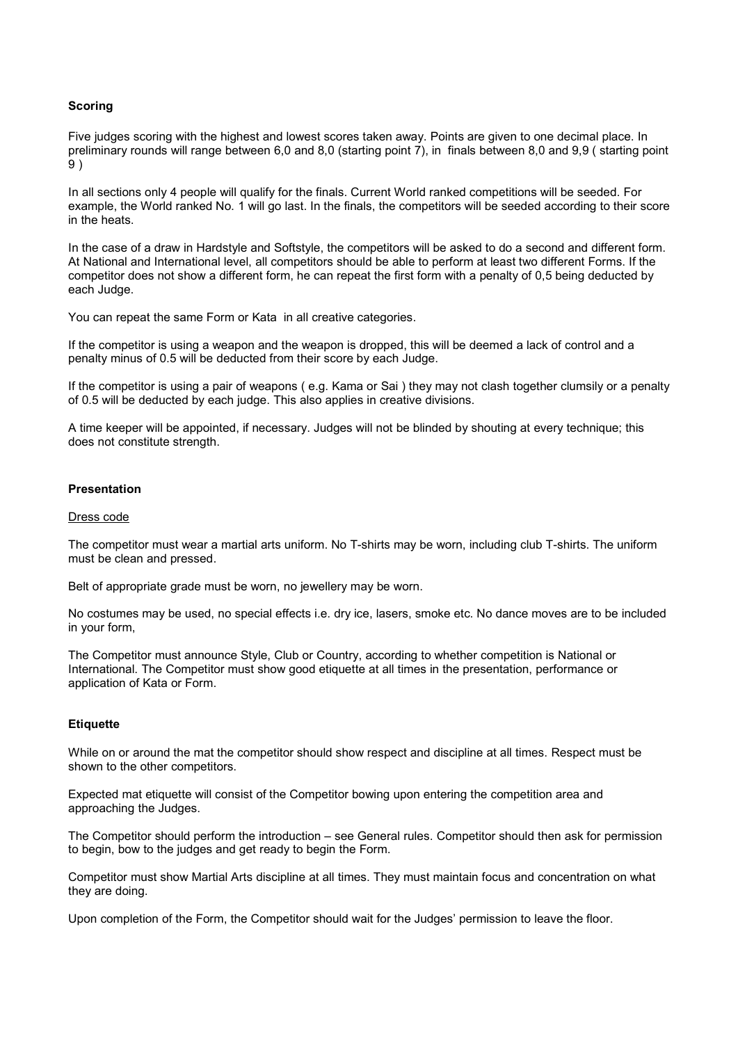**Scoring**

Five judges scoring with the highest and lowest scores taken away. Points are given to one decimal place. In preliminary rounds will range between 6,0 and 8,0 (starting point 7), in finals between 8,0 and 9,9 ( starting point 9 )

In all sections only 4 people will qualify for the finals. Current World ranked competitions will be seeded. For example, the World ranked No. 1 will go last. In the finals, the competitors will be seeded according to their score in the heats.

In the case of a draw in Hardstyle and Softstyle, the competitors will be asked to do a second and different form. At National and International level, all competitors should be able to perform at least two different Forms. If the competitor does not show a different form, he can repeat the first form with a penalty of 0,5 being deducted by each Judge.

You can repeat the same Form or Kata in all creative categories.

If the competitor is using a weapon and the weapon is dropped, this will be deemed a lack of control and a penalty minus of 0.5 will be deducted from their score by each Judge.

If the competitor is using a pair of weapons ( e.g. Kama or Sai ) they may not clash together clumsily or a penalty of 0.5 will be deducted by each judge. This also applies in creative divisions.

A time keeper will be appointed, if necessary. Judges will not be blinded by shouting at every technique; this does not constitute strength.

**Presentation**

Dress code

The competitor must wear a martial arts uniform. No T-shirts may be worn, including club T-shirts. The uniform must be clean and pressed.

Belt of appropriate grade must be worn, no jewellery may be worn.

No costumes may be used, no special effects i.e. dry ice, lasers, smoke etc. No dance moves are to be included in your form,

The Competitor must announce Style, Club or Country, according to whether competition is National or International. The Competitor must show good etiquette at all times in the presentation, performance or application of Kata or Form.

**Etiquette**

While on or around the mat the competitor should show respect and discipline at all times. Respect must be shown to the other competitors.

Expected mat etiquette will consist of the Competitor bowing upon entering the competition area and approaching the Judges.

The Competitor should perform the introduction – see General rules. Competitor should then ask for permission to begin, bow to the judges and get ready to begin the Form.

Competitor must show Martial Arts discipline at all times. They must maintain focus and concentration on what they are doing.

Upon completion of the Form, the Competitor should wait for the Judges' permission to leave the floor.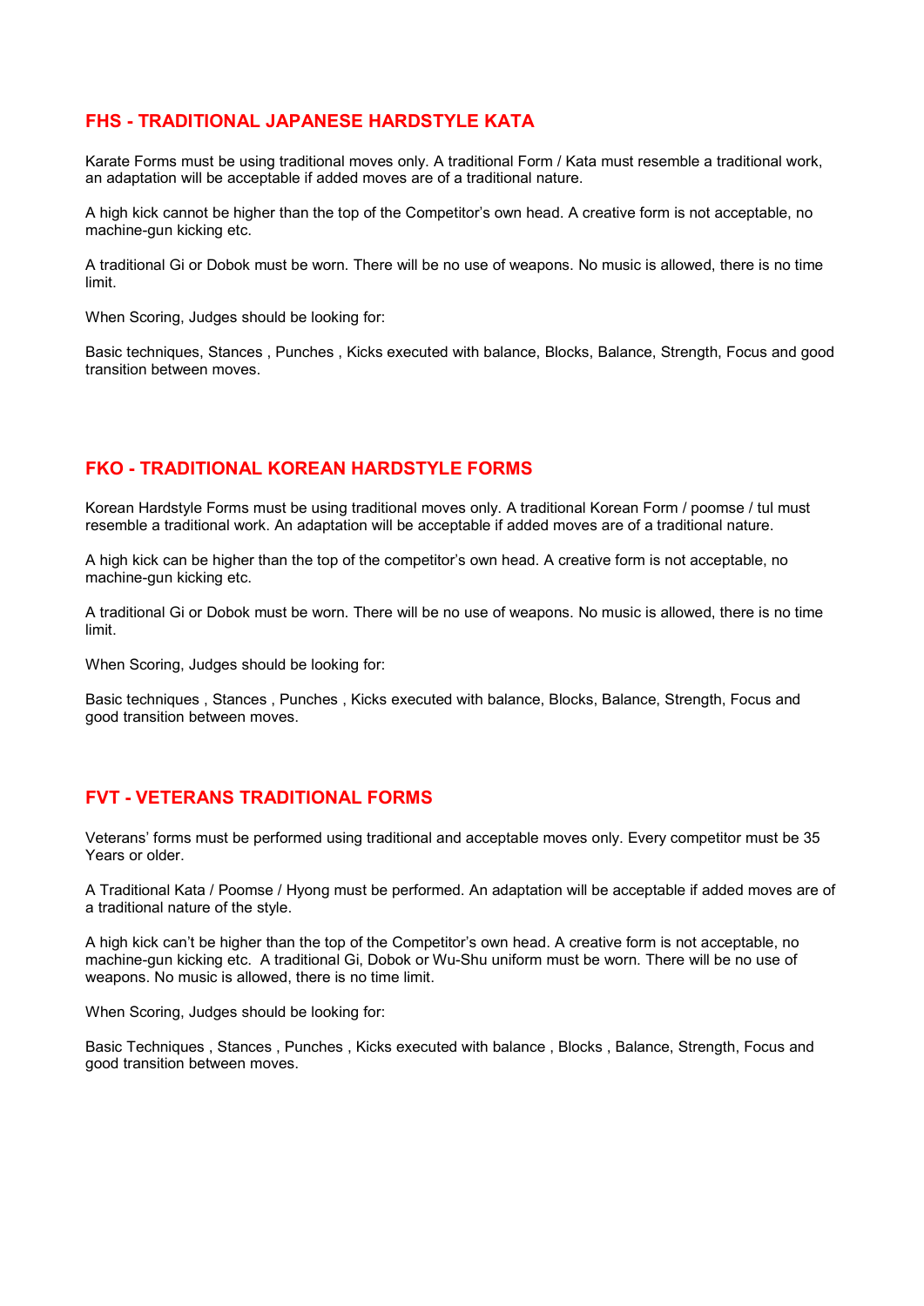## FHS - TRADITIONAL JAPANESE HARDSTYLE KATA

Karate Forms must be using traditional moves only. A traditional Form / Kata must resemble a traditional work, an adaptation will be acceptable if added moves are of a traditional nature.

A high kick cannot be higher than the top of the Competitor's own head. A creative form is not acceptable, no machine-gun kicking etc.

A traditional Gi or Dobok must be worn. There will be no use of weapons. No music is allowed, there is no time limit.

When Scoring, Judges should be looking for:

Basic techniques, Stances , Punches , Kicks executed with balance, Blocks, Balance, Strength, Focus and good transition between moves.

## FKO - TRADITIONAL KOREAN HARDSTYLE FORMS

Korean Hardstyle Forms must be using traditional moves only. A traditional Korean Form / poomse / tul must resemble a traditional work. An adaptation will be acceptable if added moves are of a traditional nature.

A high kick can be higher than the top of the competitor's own head. A creative form is not acceptable, no machine-gun kicking etc.

A traditional Gi or Dobok must be worn. There will be no use of weapons. No music is allowed, there is no time limit.

When Scoring, Judges should be looking for:

Basic techniques , Stances , Punches , Kicks executed with balance, Blocks, Balance, Strength, Focus and good transition between moves.

## FVT - VETERANS TRADITIONAL FORMS

Veterans' forms must be performed using traditional and acceptable moves only. Every competitor must be 35 Years or older.

A Traditional Kata / Poomse / Hyong must be performed. An adaptation will be acceptable if added moves are of a traditional nature of the style.

A high kick can't be higher than the top of the Competitor's own head. A creative form is not acceptable, no machine-gun kicking etc. A traditional Gi, Dobok or Wu-Shu uniform must be worn. There will be no use of weapons. No music is allowed, there is no time limit.

When Scoring, Judges should be looking for:

Basic Techniques , Stances , Punches , Kicks executed with balance , Blocks , Balance, Strength, Focus and good transition between moves.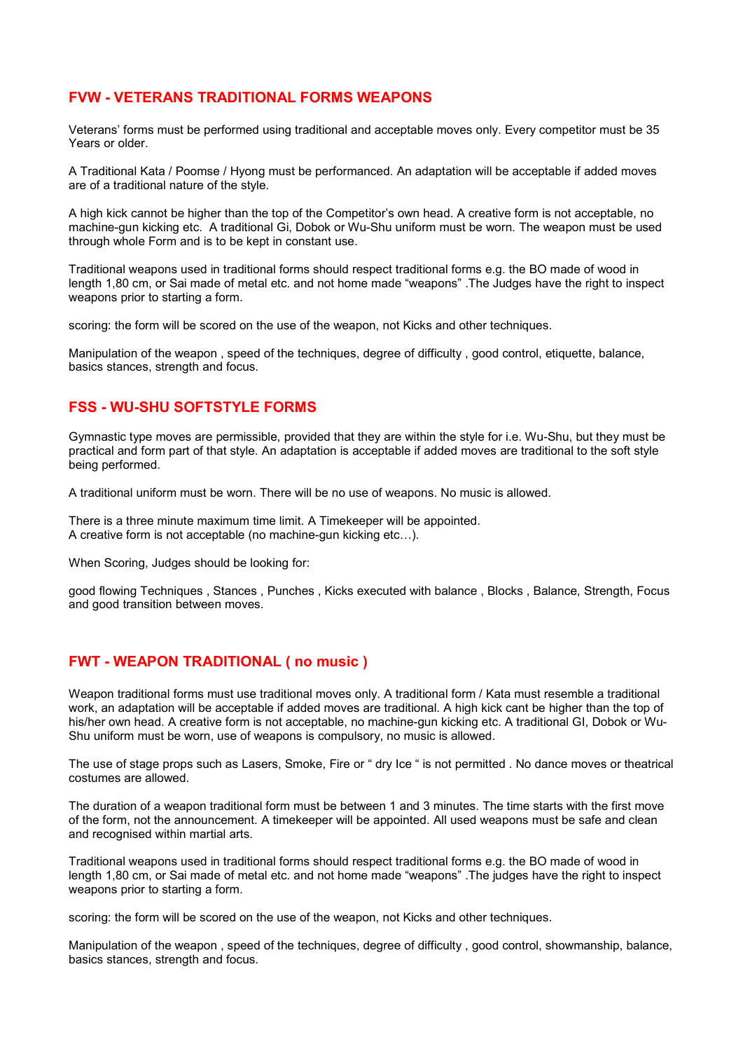## FVW - VETERANS TRADITIONAL FORMS WEAPONS

Veterans' forms must be performed using traditional and acceptable moves only. Every competitor must be 35 Years or older.

A Traditional Kata / Poomse / Hyong must be performanced. An adaptation will be acceptable if added moves are of a traditional nature of the style.

A high kick cannot be higher than the top of the Competitor's own head. A creative form is not acceptable, no machine-gun kicking etc. A traditional Gi, Dobok or Wu-Shu uniform must be worn. The weapon must be used through whole Form and is to be kept in constant use.

Traditional weapons used in traditional forms should respect traditional forms e.g. the BO made of wood in length 1,80 cm, or Sai made of metal etc. and not home made "weapons" .The Judges have the right to inspect weapons prior to starting a form.

scoring: the form will be scored on the use of the weapon, not Kicks and other techniques.

Manipulation of the weapon , speed of the techniques, degree of difficulty , good control, etiquette, balance, basics stances, strength and focus.

## FSS - WU-SHU SOFTSTYLE FORMS

Gymnastic type moves are permissible, provided that they are within the style for i.e. Wu-Shu, but they must be practical and form part of that style. An adaptation is acceptable if added moves are traditional to the soft style being performed.

A traditional uniform must be worn. There will be no use of weapons. No music is allowed.

There is a three minute maximum time limit. A Timekeeper will be appointed.
A creative form is not acceptable (no machine-gun kicking etc…).

When Scoring, Judges should be looking for:

good flowing Techniques , Stances , Punches , Kicks executed with balance , Blocks , Balance, Strength, Focus and good transition between moves.

## FWT - WEAPON TRADITIONAL ( no music )

Weapon traditional forms must use traditional moves only. A traditional form / Kata must resemble a traditional work, an adaptation will be acceptable if added moves are traditional. A high kick cant be higher than the top of his/her own head. A creative form is not acceptable, no machine-gun kicking etc. A traditional GI, Dobok or Wu-Shu uniform must be worn, use of weapons is compulsory, no music is allowed.

The use of stage props such as Lasers, Smoke, Fire or " dry Ice " is not permitted . No dance moves or theatrical costumes are allowed.

The duration of a weapon traditional form must be between 1 and 3 minutes. The time starts with the first move of the form, not the announcement. A timekeeper will be appointed. All used weapons must be safe and clean and recognised within martial arts.

Traditional weapons used in traditional forms should respect traditional forms e.g. the BO made of wood in length 1,80 cm, or Sai made of metal etc. and not home made "weapons" .The judges have the right to inspect weapons prior to starting a form.

scoring: the form will be scored on the use of the weapon, not Kicks and other techniques.

Manipulation of the weapon , speed of the techniques, degree of difficulty , good control, showmanship, balance, basics stances, strength and focus.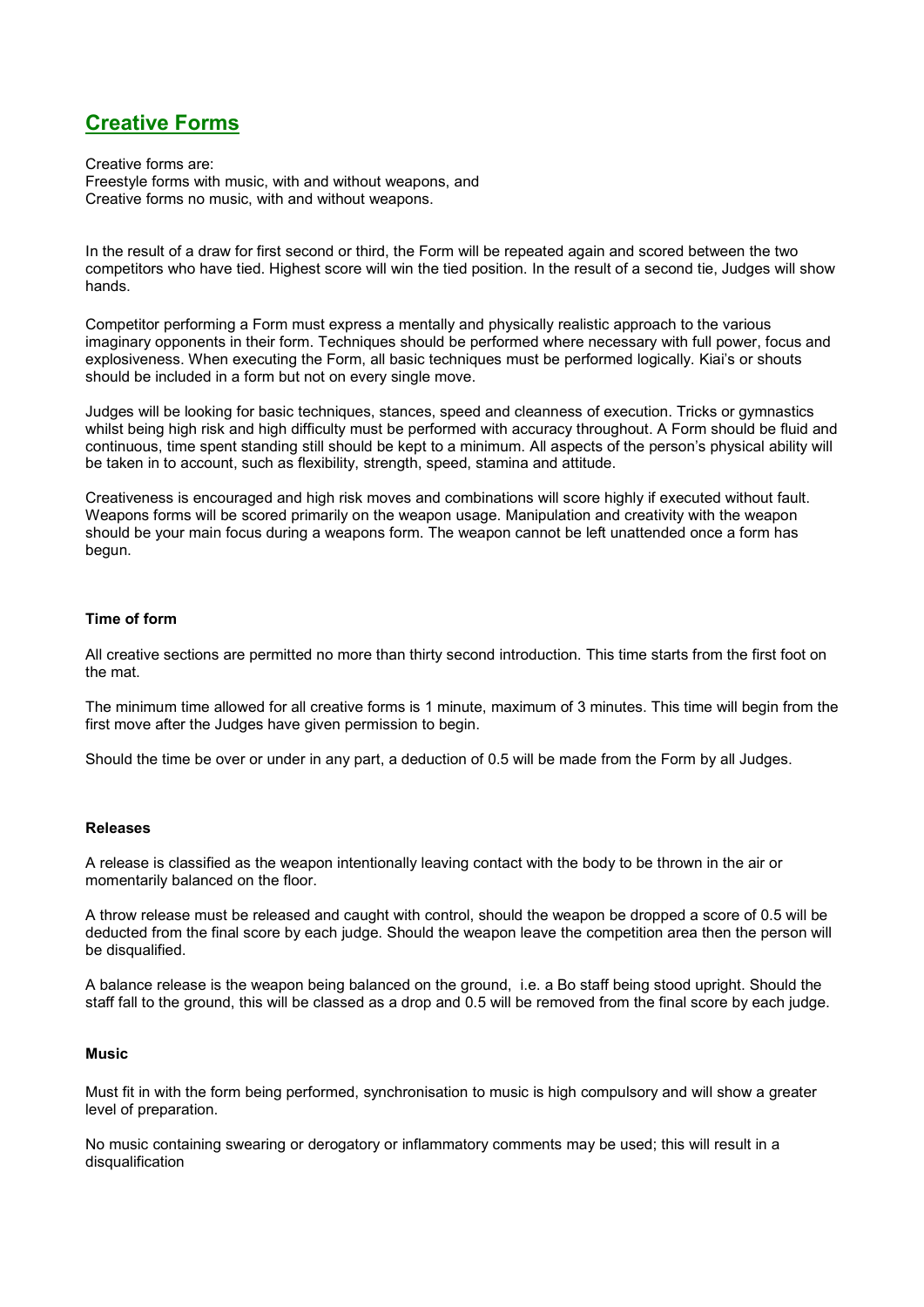## Creative Forms

Creative forms are:
Freestyle forms with music, with and without weapons, and
Creative forms no music, with and without weapons.

In the result of a draw for first second or third, the Form will be repeated again and scored between the two competitors who have tied. Highest score will win the tied position. In the result of a second tie, Judges will show hands.

Competitor performing a Form must express a mentally and physically realistic approach to the various imaginary opponents in their form. Techniques should be performed where necessary with full power, focus and explosiveness. When executing the Form, all basic techniques must be performed logically. Kiai's or shouts should be included in a form but not on every single move.

Judges will be looking for basic techniques, stances, speed and cleanness of execution. Tricks or gymnastics whilst being high risk and high difficulty must be performed with accuracy throughout. A Form should be fluid and continuous, time spent standing still should be kept to a minimum. All aspects of the person's physical ability will be taken in to account, such as flexibility, strength, speed, stamina and attitude.

Creativeness is encouraged and high risk moves and combinations will score highly if executed without fault. Weapons forms will be scored primarily on the weapon usage. Manipulation and creativity with the weapon should be your main focus during a weapons form. The weapon cannot be left unattended once a form has begun.

#### Time of form

All creative sections are permitted no more than thirty second introduction. This time starts from the first foot on the mat.

The minimum time allowed for all creative forms is 1 minute, maximum of 3 minutes. This time will begin from the first move after the Judges have given permission to begin.

Should the time be over or under in any part, a deduction of 0.5 will be made from the Form by all Judges.

#### Releases

A release is classified as the weapon intentionally leaving contact with the body to be thrown in the air or momentarily balanced on the floor.

A throw release must be released and caught with control, should the weapon be dropped a score of 0.5 will be deducted from the final score by each judge. Should the weapon leave the competition area then the person will be disqualified.

A balance release is the weapon being balanced on the ground, i.e. a Bo staff being stood upright. Should the staff fall to the ground, this will be classed as a drop and 0.5 will be removed from the final score by each judge.

#### Music

Must fit in with the form being performed, synchronisation to music is high compulsory and will show a greater level of preparation.

No music containing swearing or derogatory or inflammatory comments may be used; this will result in a disqualification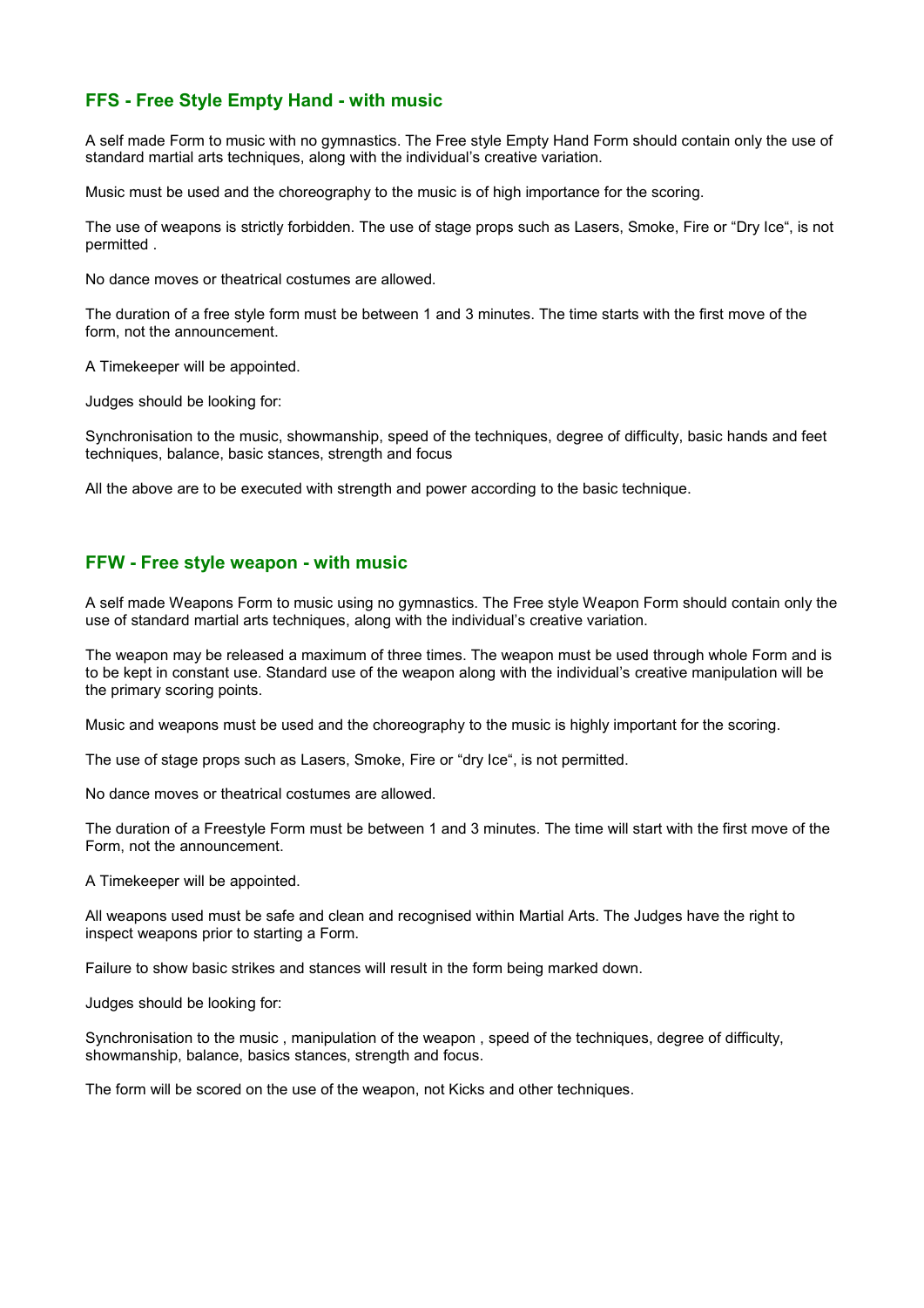## FFS - Free Style Empty Hand - with music

A self made Form to music with no gymnastics. The Free style Empty Hand Form should contain only the use of standard martial arts techniques, along with the individual's creative variation.

Music must be used and the choreography to the music is of high importance for the scoring.

The use of weapons is strictly forbidden. The use of stage props such as Lasers, Smoke, Fire or "Dry Ice", is not permitted .

No dance moves or theatrical costumes are allowed.

The duration of a free style form must be between 1 and 3 minutes. The time starts with the first move of the form, not the announcement.

A Timekeeper will be appointed.

Judges should be looking for:

Synchronisation to the music, showmanship, speed of the techniques, degree of difficulty, basic hands and feet techniques, balance, basic stances, strength and focus

All the above are to be executed with strength and power according to the basic technique.

## FFW - Free style weapon - with music

A self made Weapons Form to music using no gymnastics. The Free style Weapon Form should contain only the use of standard martial arts techniques, along with the individual's creative variation.

The weapon may be released a maximum of three times. The weapon must be used through whole Form and is to be kept in constant use. Standard use of the weapon along with the individual's creative manipulation will be the primary scoring points.

Music and weapons must be used and the choreography to the music is highly important for the scoring.

The use of stage props such as Lasers, Smoke, Fire or "dry Ice", is not permitted.

No dance moves or theatrical costumes are allowed.

The duration of a Freestyle Form must be between 1 and 3 minutes. The time will start with the first move of the Form, not the announcement.

A Timekeeper will be appointed.

All weapons used must be safe and clean and recognised within Martial Arts. The Judges have the right to inspect weapons prior to starting a Form.

Failure to show basic strikes and stances will result in the form being marked down.

Judges should be looking for:

Synchronisation to the music , manipulation of the weapon , speed of the techniques, degree of difficulty, showmanship, balance, basics stances, strength and focus.

The form will be scored on the use of the weapon, not Kicks and other techniques.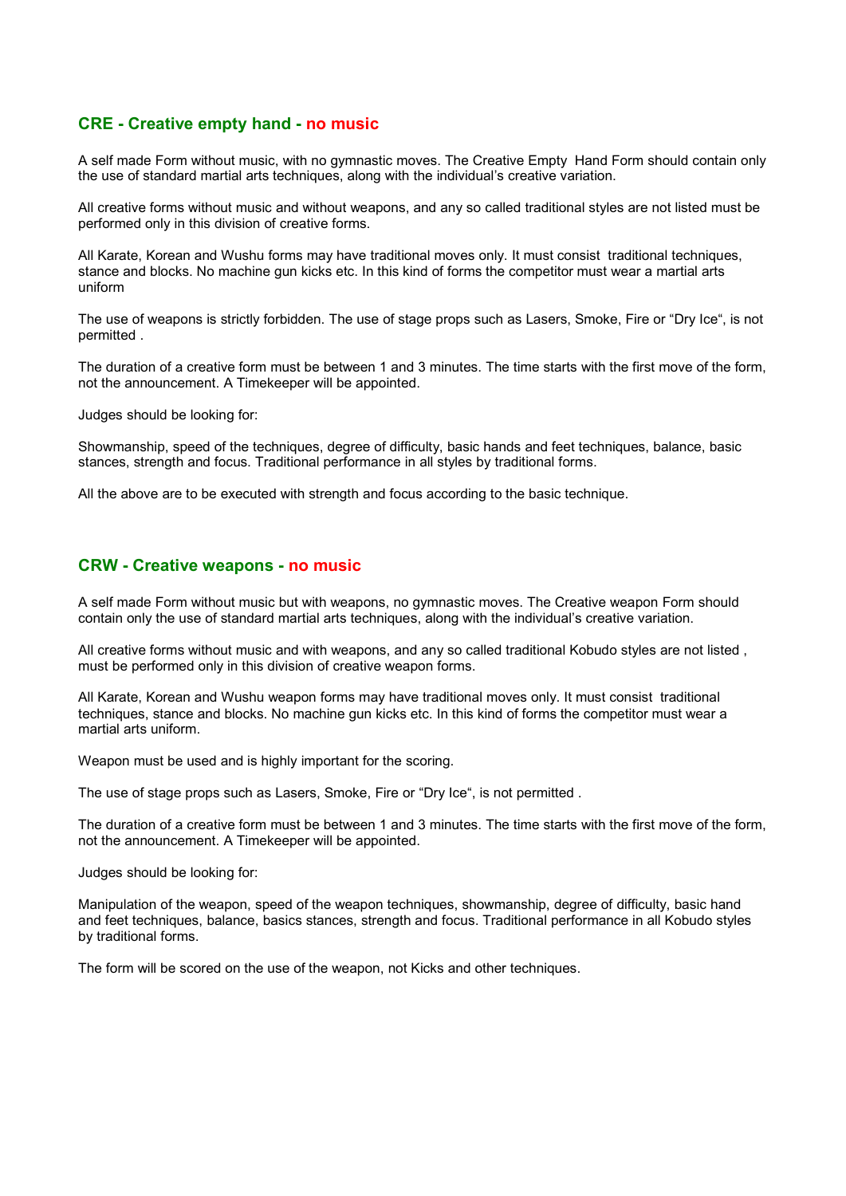## CRE - Creative empty hand - no music

A self made Form without music, with no gymnastic moves. The Creative Empty Hand Form should contain only the use of standard martial arts techniques, along with the individual's creative variation.

All creative forms without music and without weapons, and any so called traditional styles are not listed must be performed only in this division of creative forms.

All Karate, Korean and Wushu forms may have traditional moves only. It must consist traditional techniques, stance and blocks. No machine gun kicks etc. In this kind of forms the competitor must wear a martial arts uniform

The use of weapons is strictly forbidden. The use of stage props such as Lasers, Smoke, Fire or "Dry Ice", is not permitted .

The duration of a creative form must be between 1 and 3 minutes. The time starts with the first move of the form, not the announcement. A Timekeeper will be appointed.

Judges should be looking for:

Showmanship, speed of the techniques, degree of difficulty, basic hands and feet techniques, balance, basic stances, strength and focus. Traditional performance in all styles by traditional forms.

All the above are to be executed with strength and focus according to the basic technique.

## CRW - Creative weapons - no music

A self made Form without music but with weapons, no gymnastic moves. The Creative weapon Form should contain only the use of standard martial arts techniques, along with the individual's creative variation.

All creative forms without music and with weapons, and any so called traditional Kobudo styles are not listed , must be performed only in this division of creative weapon forms.

All Karate, Korean and Wushu weapon forms may have traditional moves only. It must consist traditional techniques, stance and blocks. No machine gun kicks etc. In this kind of forms the competitor must wear a martial arts uniform.

Weapon must be used and is highly important for the scoring.

The use of stage props such as Lasers, Smoke, Fire or "Dry Ice", is not permitted .

The duration of a creative form must be between 1 and 3 minutes. The time starts with the first move of the form, not the announcement. A Timekeeper will be appointed.

Judges should be looking for:

Manipulation of the weapon, speed of the weapon techniques, showmanship, degree of difficulty, basic hand and feet techniques, balance, basics stances, strength and focus. Traditional performance in all Kobudo styles by traditional forms.

The form will be scored on the use of the weapon, not Kicks and other techniques.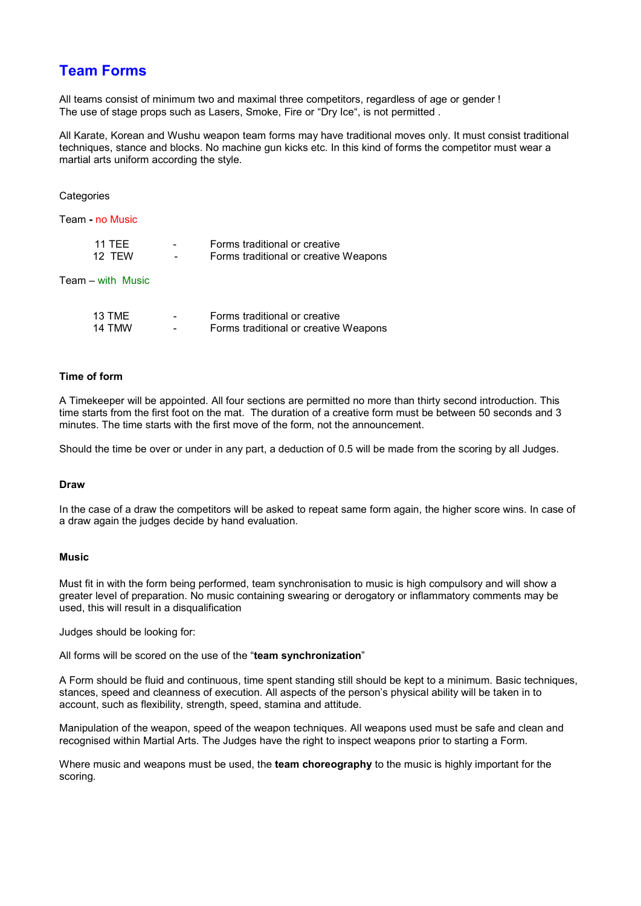# Team Forms

All teams consist of minimum two and maximal three competitors, regardless of age or gender !
The use of stage props such as Lasers, Smoke, Fire or "Dry Ice", is not permitted .

All Karate, Korean and Wushu weapon team forms may have traditional moves only. It must consist traditional techniques, stance and blocks. No machine gun kicks etc. In this kind of forms the competitor must wear a martial arts uniform according the style.

Categories

Team - no Music

| | | |
|---|---|---|
| 11 TEE | - | Forms traditional or creative |
| 12 TEW | - | Forms traditional or creative Weapons |

Team – with Music

| | | |
|---|---|---|
| 13 TME | - | Forms traditional or creative |
| 14 TMW | - | Forms traditional or creative Weapons |

**Time of form**

A Timekeeper will be appointed. All four sections are permitted no more than thirty second introduction. This time starts from the first foot on the mat. The duration of a creative form must be between 50 seconds and 3 minutes. The time starts with the first move of the form, not the announcement.

Should the time be over or under in any part, a deduction of 0.5 will be made from the scoring by all Judges.

**Draw**

In the case of a draw the competitors will be asked to repeat same form again, the higher score wins. In case of a draw again the judges decide by hand evaluation.

**Music**

Must fit in with the form being performed, team synchronisation to music is high compulsory and will show a greater level of preparation. No music containing swearing or derogatory or inflammatory comments may be used, this will result in a disqualification

Judges should be looking for:

All forms will be scored on the use of the "**team synchronization**"

A Form should be fluid and continuous, time spent standing still should be kept to a minimum. Basic techniques, stances, speed and cleanness of execution. All aspects of the person's physical ability will be taken in to account, such as flexibility, strength, speed, stamina and attitude.

Manipulation of the weapon, speed of the weapon techniques. All weapons used must be safe and clean and recognised within Martial Arts. The Judges have the right to inspect weapons prior to starting a Form.

Where music and weapons must be used, the **team choreography** to the music is highly important for the scoring.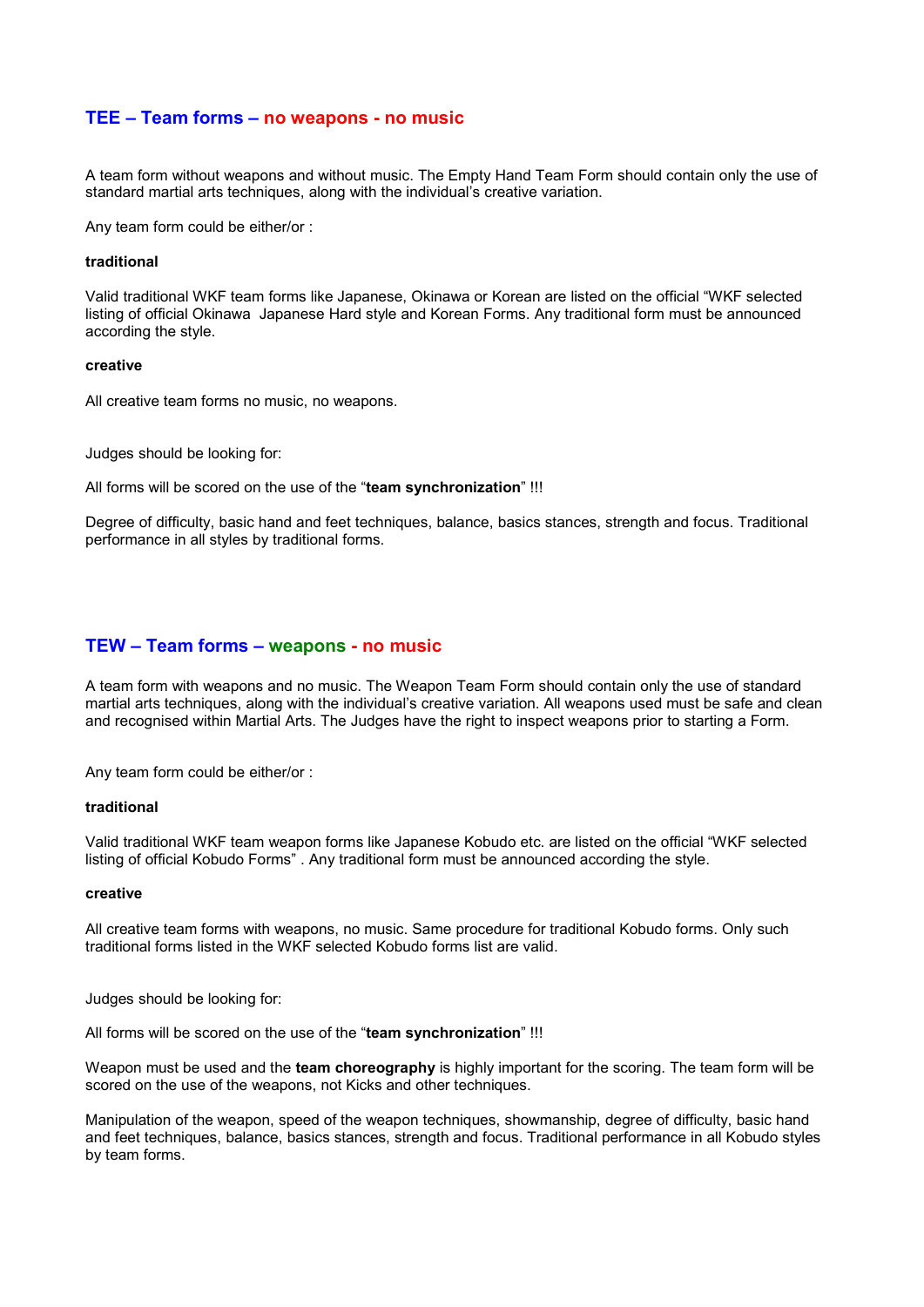## TEE – Team forms – no weapons - no music

A team form without weapons and without music. The Empty Hand Team Form should contain only the use of standard martial arts techniques, along with the individual's creative variation.

Any team form could be either/or :

**traditional**

Valid traditional WKF team forms like Japanese, Okinawa or Korean are listed on the official "WKF selected listing of official Okinawa Japanese Hard style and Korean Forms. Any traditional form must be announced according the style.

**creative**

All creative team forms no music, no weapons.

Judges should be looking for:

All forms will be scored on the use of the "**team synchronization**" !!!

Degree of difficulty, basic hand and feet techniques, balance, basics stances, strength and focus. Traditional performance in all styles by traditional forms.

## TEW – Team forms – weapons - no music

A team form with weapons and no music. The Weapon Team Form should contain only the use of standard martial arts techniques, along with the individual's creative variation. All weapons used must be safe and clean and recognised within Martial Arts. The Judges have the right to inspect weapons prior to starting a Form.

Any team form could be either/or :

**traditional**

Valid traditional WKF team weapon forms like Japanese Kobudo etc. are listed on the official "WKF selected listing of official Kobudo Forms" . Any traditional form must be announced according the style.

**creative**

All creative team forms with weapons, no music. Same procedure for traditional Kobudo forms. Only such traditional forms listed in the WKF selected Kobudo forms list are valid.

Judges should be looking for:

All forms will be scored on the use of the "**team synchronization**" !!!

Weapon must be used and the **team choreography** is highly important for the scoring. The team form will be scored on the use of the weapons, not Kicks and other techniques.

Manipulation of the weapon, speed of the weapon techniques, showmanship, degree of difficulty, basic hand and feet techniques, balance, basics stances, strength and focus. Traditional performance in all Kobudo styles by team forms.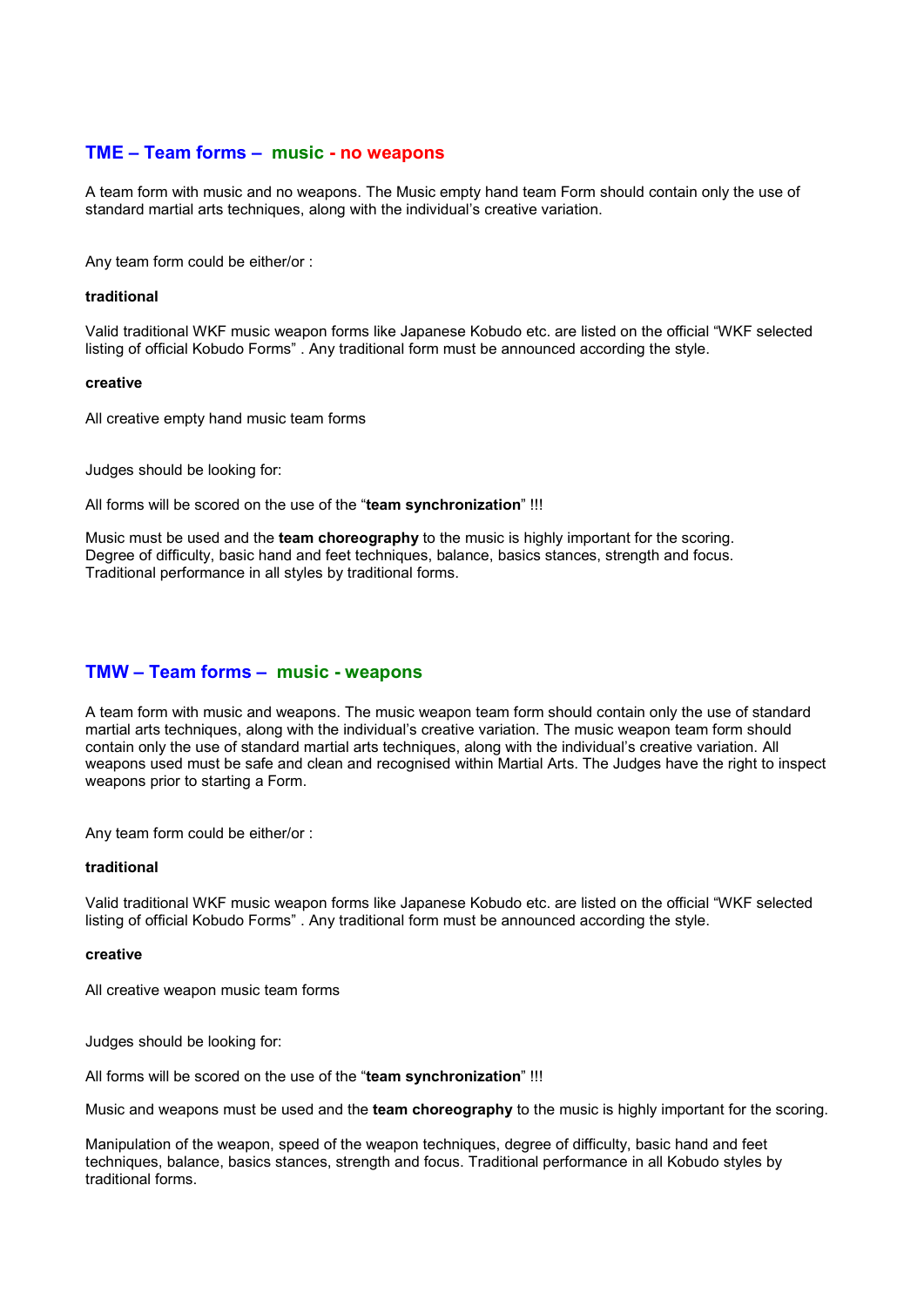## TME – Team forms – music - no weapons

A team form with music and no weapons. The Music empty hand team Form should contain only the use of standard martial arts techniques, along with the individual's creative variation.

Any team form could be either/or :

**traditional**

Valid traditional WKF music weapon forms like Japanese Kobudo etc. are listed on the official "WKF selected listing of official Kobudo Forms" . Any traditional form must be announced according the style.

**creative**

All creative empty hand music team forms

Judges should be looking for:

All forms will be scored on the use of the "**team synchronization**" !!!

Music must be used and the **team choreography** to the music is highly important for the scoring.
Degree of difficulty, basic hand and feet techniques, balance, basics stances, strength and focus.
Traditional performance in all styles by traditional forms.

## TMW – Team forms – music - weapons

A team form with music and weapons. The music weapon team form should contain only the use of standard martial arts techniques, along with the individual's creative variation. The music weapon team form should contain only the use of standard martial arts techniques, along with the individual's creative variation. All weapons used must be safe and clean and recognised within Martial Arts. The Judges have the right to inspect weapons prior to starting a Form.

Any team form could be either/or :

**traditional**

Valid traditional WKF music weapon forms like Japanese Kobudo etc. are listed on the official "WKF selected listing of official Kobudo Forms" . Any traditional form must be announced according the style.

**creative**

All creative weapon music team forms

Judges should be looking for:

All forms will be scored on the use of the "**team synchronization**" !!!

Music and weapons must be used and the **team choreography** to the music is highly important for the scoring.

Manipulation of the weapon, speed of the weapon techniques, degree of difficulty, basic hand and feet techniques, balance, basics stances, strength and focus. Traditional performance in all Kobudo styles by traditional forms.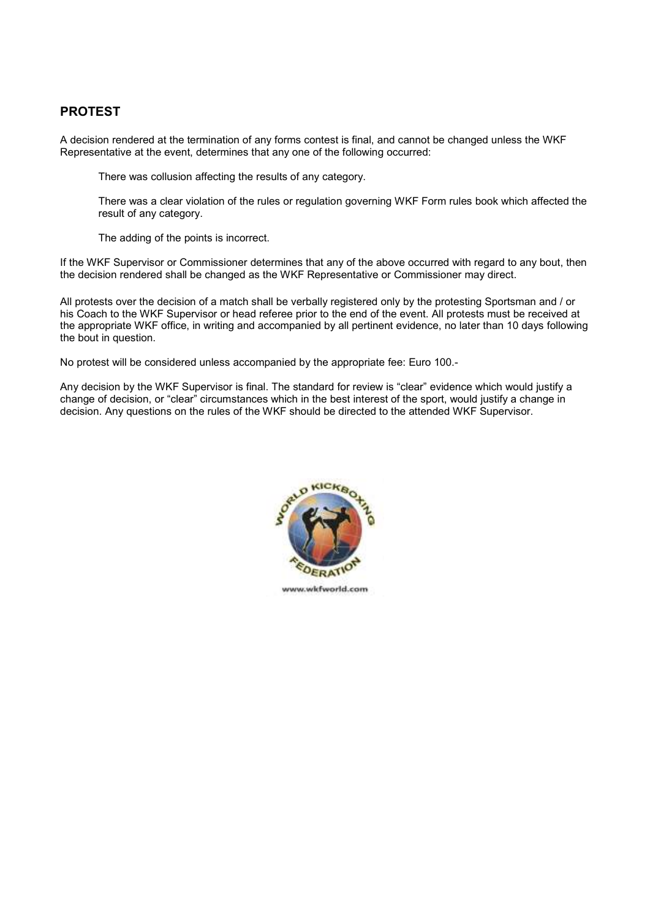## PROTEST

A decision rendered at the termination of any forms contest is final, and cannot be changed unless the WKF Representative at the event, determines that any one of the following occurred:

There was collusion affecting the results of any category.

There was a clear violation of the rules or regulation governing WKF Form rules book which affected the result of any category.

The adding of the points is incorrect.

If the WKF Supervisor or Commissioner determines that any of the above occurred with regard to any bout, then the decision rendered shall be changed as the WKF Representative or Commissioner may direct.

All protests over the decision of a match shall be verbally registered only by the protesting Sportsman and / or his Coach to the WKF Supervisor or head referee prior to the end of the event. All protests must be received at the appropriate WKF office, in writing and accompanied by all pertinent evidence, no later than 10 days following the bout in question.

No protest will be considered unless accompanied by the appropriate fee: Euro 100.-

Any decision by the WKF Supervisor is final. The standard for review is “clear” evidence which would justify a change of decision, or “clear” circumstances which in the best interest of the sport, would justify a change in decision. Any questions on the rules of the WKF should be directed to the attended WKF Supervisor.

WORLD KICKBOXING FEDERATION

www.wkfworld.com